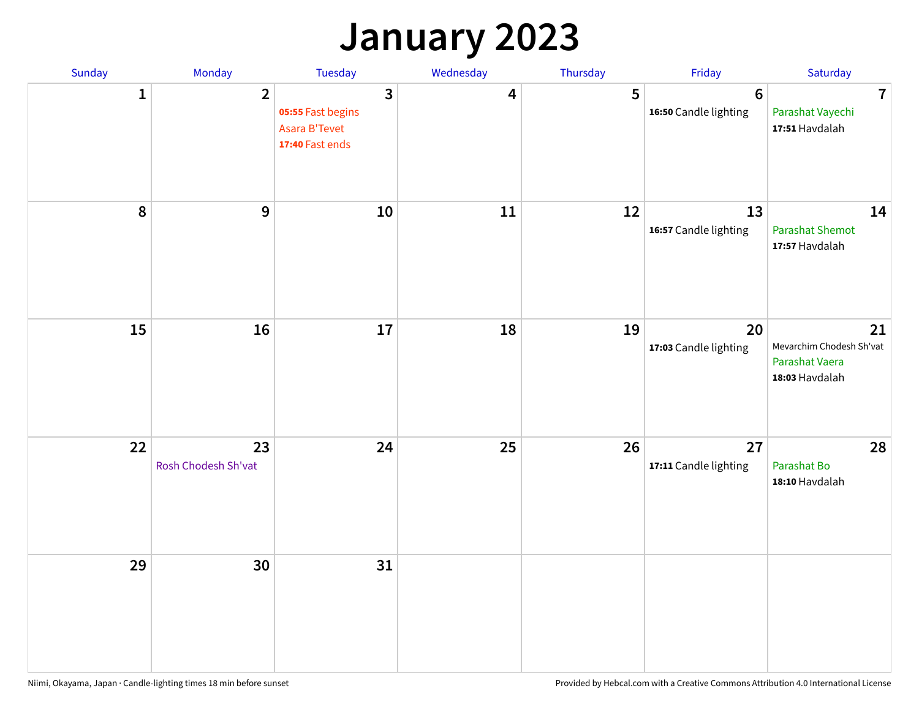# January 2023

| Sunday | Monday | Tuesday | Wednesday | Thursday | Friday | Saturday |
|---|---|---|---|---|---|---|
| 1 | 2 | 3<br>**05:55** Fast begins<br>Asara B'Tevet<br>**17:40** Fast ends | 4 | 5 | 6<br>**16:50** Candle lighting | 7<br>Parashat Vayechi<br>**17:51** Havdalah |
| 8 | 9 | 10 | 11 | 12 | 13<br>**16:57** Candle lighting | 14<br>Parashat Shemot<br>**17:57** Havdalah |
| 15 | 16 | 17 | 18 | 19 | 20<br>**17:03** Candle lighting | 21<br>Mevarchim Chodesh Sh'vat<br>Parashat Vaera<br>**18:03** Havdalah |
| 22 | 23<br>Rosh Chodesh Sh'vat | 24 | 25 | 26 | 27<br>**17:11** Candle lighting | 28<br>Parashat Bo<br>**18:10** Havdalah |
| 29 | 30 | 31 | | | | |

Niimi, Okayama, Japan · Candle-lighting times 18 min before sunset

Provided by Hebcal.com with a Creative Commons Attribution 4.0 International License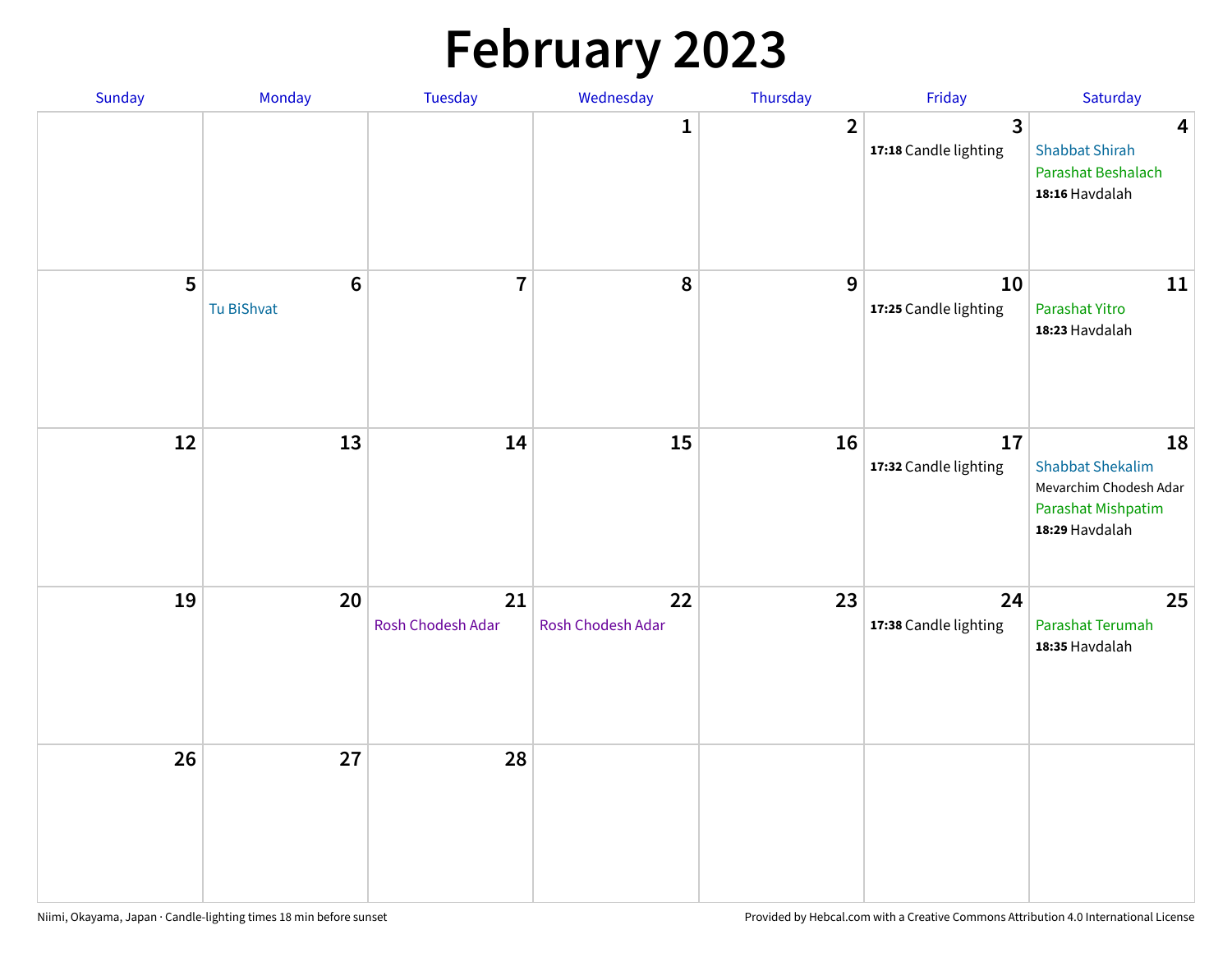# February 2023

| Sunday | Monday | Tuesday | Wednesday | Thursday | Friday | Saturday |
|---|---|---|---|---|---|---|
| | | | 1 | 2 | 3<br>**17:18** Candle lighting | 4<br>Shabbat Shirah<br>Parashat Beshalach<br>**18:16** Havdalah |
| 5 | 6<br>Tu BiShvat | 7 | 8 | 9 | 10<br>**17:25** Candle lighting | 11<br>Parashat Yitro<br>**18:23** Havdalah |
| 12 | 13 | 14 | 15 | 16 | 17<br>**17:32** Candle lighting | 18<br>Shabbat Shekalim<br>Mevarchim Chodesh Adar<br>Parashat Mishpatim<br>**18:29** Havdalah |
| 19 | 20 | 21<br>Rosh Chodesh Adar | 22<br>Rosh Chodesh Adar | 23 | 24<br>**17:38** Candle lighting | 25<br>Parashat Terumah<br>**18:35** Havdalah |
| 26 | 27 | 28 | | | | |

Niimi, Okayama, Japan · Candle-lighting times 18 min before sunset

Provided by Hebcal.com with a Creative Commons Attribution 4.0 International License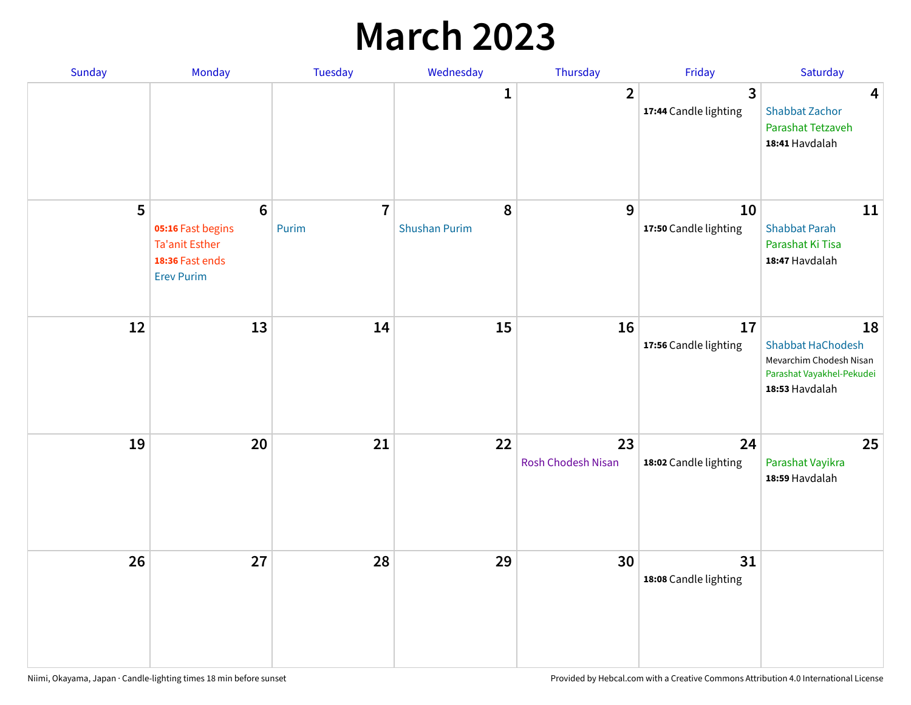# March 2023

| Sunday | Monday | Tuesday | Wednesday | Thursday | Friday | Saturday |
|---|---|---|---|---|---|---|
| | | | 1 | 2 | 3<br>**17:44** Candle lighting | 4<br>Shabbat Zachor<br>Parashat Tetzaveh<br>**18:41** Havdalah |
| 5 | 6<br>**05:16** Fast begins<br>Ta'anit Esther<br>**18:36** Fast ends<br>Erev Purim | 7<br>Purim | 8<br>Shushan Purim | 9 | 10<br>**17:50** Candle lighting | 11<br>Shabbat Parah<br>Parashat Ki Tisa<br>**18:47** Havdalah |
| 12 | 13 | 14 | 15 | 16 | 17<br>**17:56** Candle lighting | 18<br>Shabbat HaChodesh<br>Mevarchim Chodesh Nisan<br>Parashat Vayakhel-Pekudei<br>**18:53** Havdalah |
| 19 | 20 | 21 | 22 | 23<br>Rosh Chodesh Nisan | 24<br>**18:02** Candle lighting | 25<br>Parashat Vayikra<br>**18:59** Havdalah |
| 26 | 27 | 28 | 29 | 30 | 31<br>**18:08** Candle lighting | |

Niimi, Okayama, Japan · Candle-lighting times 18 min before sunset

Provided by Hebcal.com with a Creative Commons Attribution 4.0 International License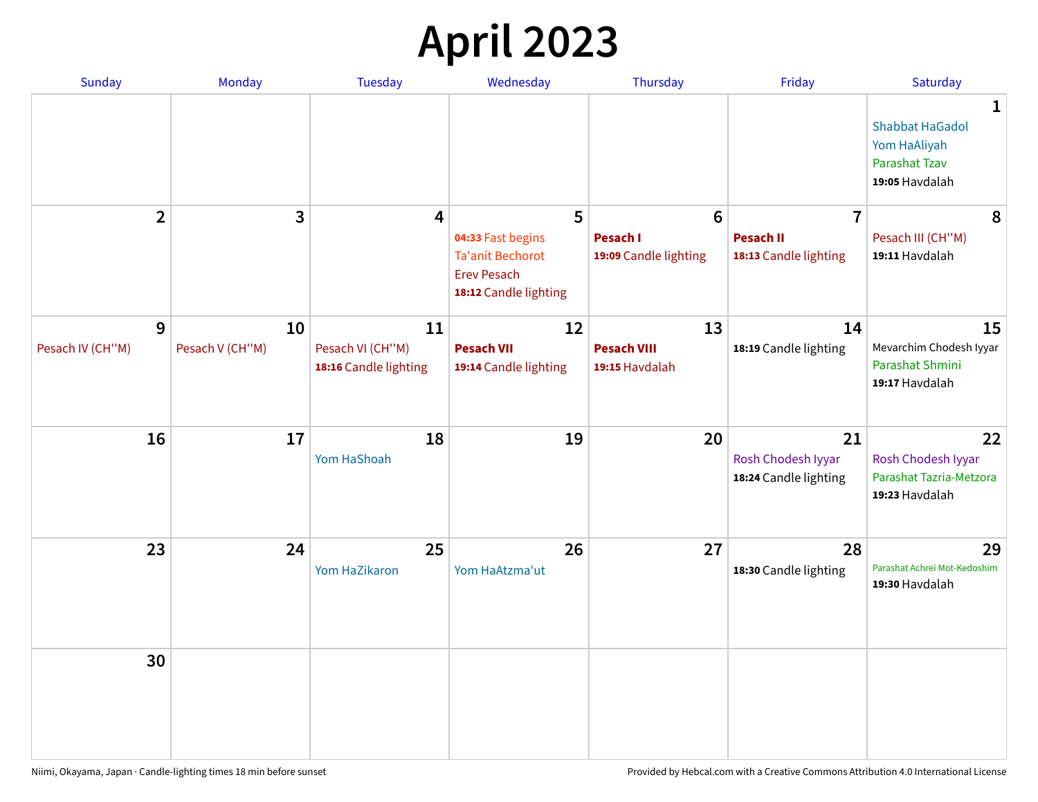# April 2023

| Sunday | Monday | Tuesday | Wednesday | Thursday | Friday | Saturday |
|---|---|---|---|---|---|---|
| | | | | | | **1**<br>Shabbat HaGadol<br>Yom HaAliyah<br>Parashat Tzav<br>**19:05** Havdalah |
| **2** | **3** | **4** | **5**<br>**04:33** Fast begins<br>Ta'anit Bechorot<br>Erev Pesach<br>**18:12** Candle lighting | **6**<br>**Pesach I**<br>**19:09** Candle lighting | **7**<br>**Pesach II**<br>**18:13** Candle lighting | **8**<br>Pesach III (CH''M)<br>**19:11** Havdalah |
| **9**<br>Pesach IV (CH''M) | **10**<br>Pesach V (CH''M) | **11**<br>Pesach VI (CH''M)<br>**18:16** Candle lighting | **12**<br>**Pesach VII**<br>**19:14** Candle lighting | **13**<br>**Pesach VIII**<br>**19:15** Havdalah | **14**<br>**18:19** Candle lighting | **15**<br>Mevarchim Chodesh Iyyar<br>Parashat Shmini<br>**19:17** Havdalah |
| **16** | **17** | **18**<br>Yom HaShoah | **19** | **20** | **21**<br>Rosh Chodesh Iyyar<br>**18:24** Candle lighting | **22**<br>Rosh Chodesh Iyyar<br>Parashat Tazria-Metzora<br>**19:23** Havdalah |
| **23** | **24** | **25**<br>Yom HaZikaron | **26**<br>Yom HaAtzma'ut | **27** | **28**<br>**18:30** Candle lighting | **29**<br>Parashat Achrei Mot-Kedoshim<br>**19:30** Havdalah |
| **30** | | | | | | |

Niimi, Okayama, Japan · Candle-lighting times 18 min before sunset

Provided by Hebcal.com with a Creative Commons Attribution 4.0 International License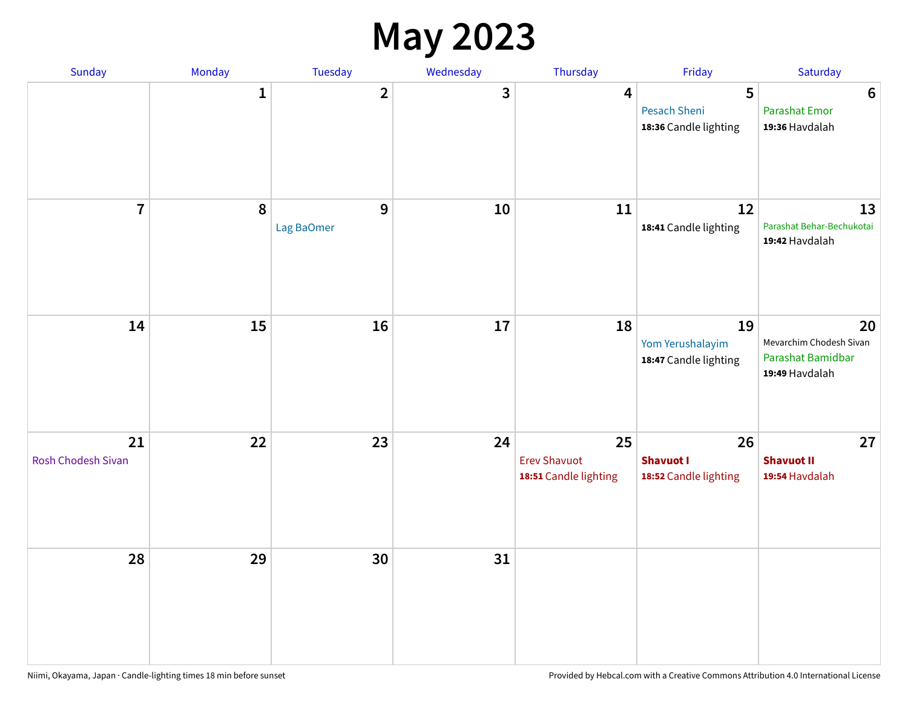# May 2023

| Sunday | Monday | Tuesday | Wednesday | Thursday | Friday | Saturday |
|---|---|---|---|---|---|---|
| | 1 | 2 | 3 | 4 | 5<br>Pesach Sheni<br>**18:36** Candle lighting | 6<br>Parashat Emor<br>**19:36** Havdalah |
| 7 | 8 | 9<br>Lag BaOmer | 10 | 11 | 12<br>**18:41** Candle lighting | 13<br>Parashat Behar-Bechukotai<br>**19:42** Havdalah |
| 14 | 15 | 16 | 17 | 18 | 19<br>Yom Yerushalayim<br>**18:47** Candle lighting | 20<br>Mevarchim Chodesh Sivan<br>Parashat Bamidbar<br>**19:49** Havdalah |
| 21<br>Rosh Chodesh Sivan | 22 | 23 | 24 | 25<br>Erev Shavuot<br>**18:51** Candle lighting | 26<br>**Shavuot I**<br>**18:52** Candle lighting | 27<br>**Shavuot II**<br>**19:54** Havdalah |
| 28 | 29 | 30 | 31 | | | |

Niimi, Okayama, Japan · Candle-lighting times 18 min before sunset

Provided by Hebcal.com with a Creative Commons Attribution 4.0 International License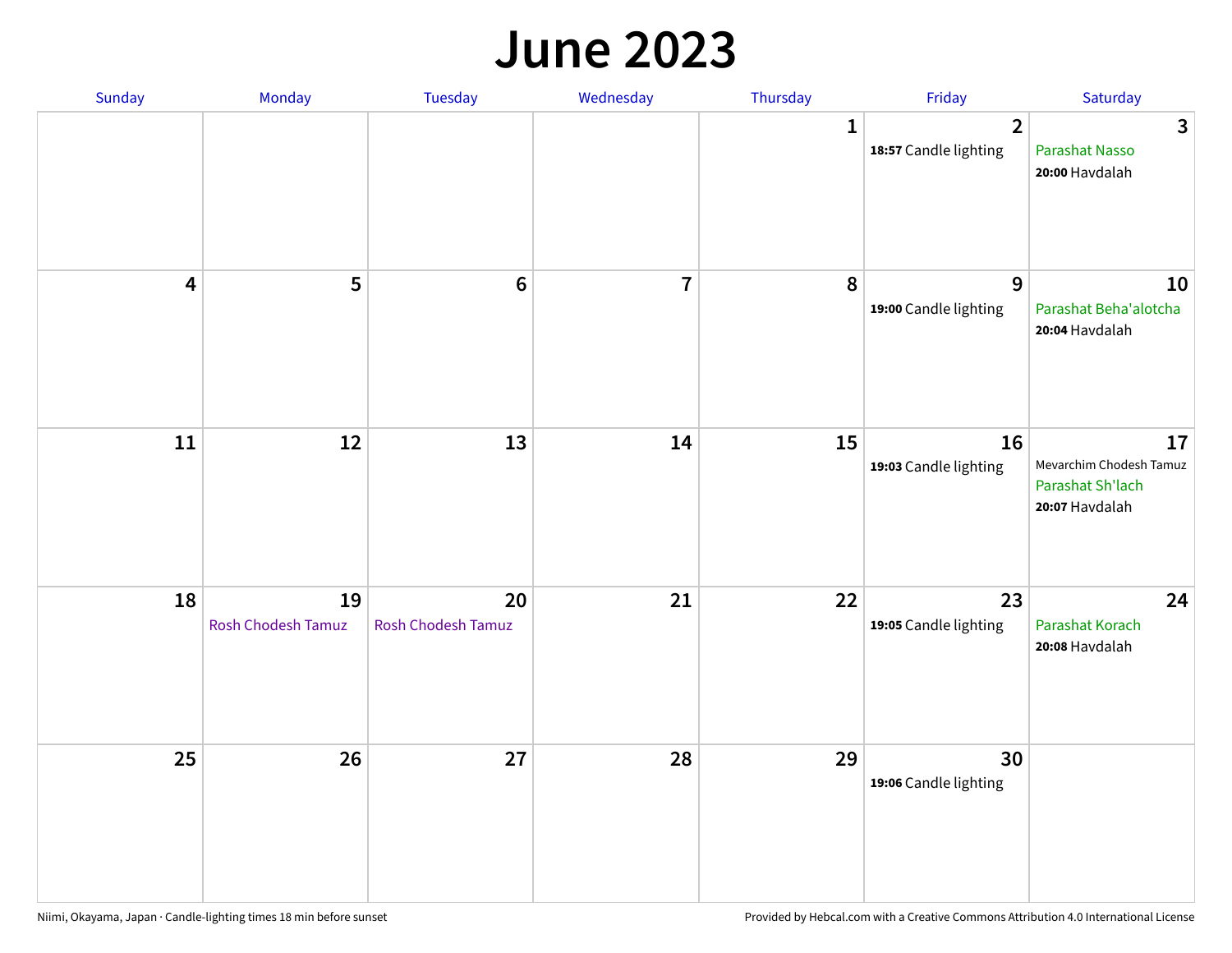# June 2023

| Sunday | Monday | Tuesday | Wednesday | Thursday | Friday | Saturday |
|---|---|---|---|---|---|---|
| | | | | 1 | 2<br>**18:57** Candle lighting | 3<br>Parashat Nasso<br>**20:00** Havdalah |
| 4 | 5 | 6 | 7 | 8 | 9<br>**19:00** Candle lighting | 10<br>Parashat Beha'alotcha<br>**20:04** Havdalah |
| 11 | 12 | 13 | 14 | 15 | 16<br>**19:03** Candle lighting | 17<br>Mevarchim Chodesh Tamuz<br>Parashat Sh'lach<br>**20:07** Havdalah |
| 18 | 19<br>Rosh Chodesh Tamuz | 20<br>Rosh Chodesh Tamuz | 21 | 22 | 23<br>**19:05** Candle lighting | 24<br>Parashat Korach<br>**20:08** Havdalah |
| 25 | 26 | 27 | 28 | 29 | 30<br>**19:06** Candle lighting | |

Niimi, Okayama, Japan · Candle-lighting times 18 min before sunset

Provided by Hebcal.com with a Creative Commons Attribution 4.0 International License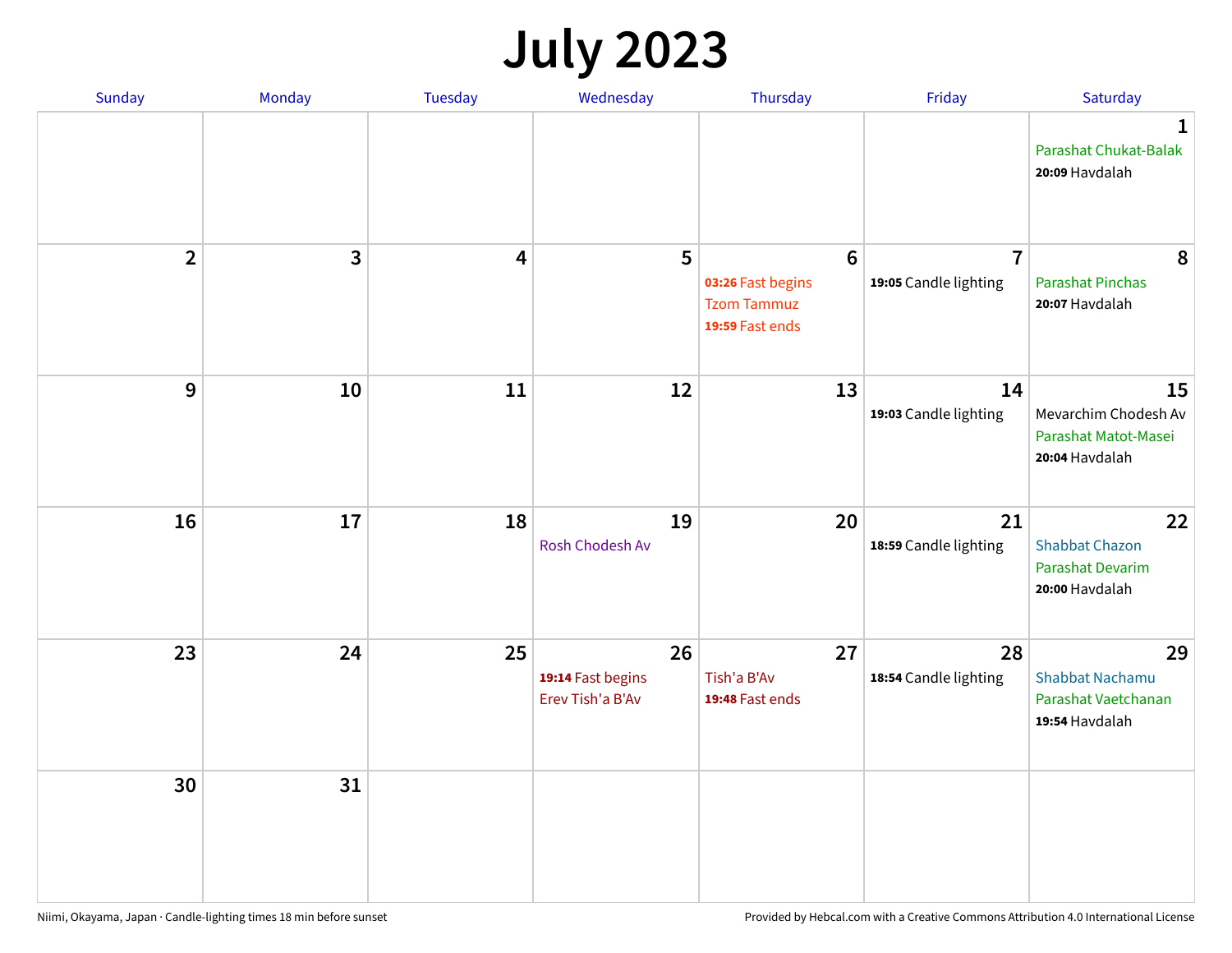# July 2023

| Sunday | Monday | Tuesday | Wednesday | Thursday | Friday | Saturday |
|---|---|---|---|---|---|---|
| | | | | | | 1<br>Parashat Chukat-Balak<br>**20:09** Havdalah |
| 2 | 3 | 4 | 5 | 6<br>**03:26** Fast begins<br>Tzom Tammuz<br>**19:59** Fast ends | 7<br>**19:05** Candle lighting | 8<br>Parashat Pinchas<br>**20:07** Havdalah |
| 9 | 10 | 11 | 12 | 13 | 14<br>**19:03** Candle lighting | 15<br>Mevarchim Chodesh Av<br>Parashat Matot-Masei<br>**20:04** Havdalah |
| 16 | 17 | 18 | 19<br>Rosh Chodesh Av | 20 | 21<br>**18:59** Candle lighting | 22<br>Shabbat Chazon<br>Parashat Devarim<br>**20:00** Havdalah |
| 23 | 24 | 25 | 26<br>**19:14** Fast begins<br>Erev Tish'a B'Av | 27<br>Tish'a B'Av<br>**19:48** Fast ends | 28<br>**18:54** Candle lighting | 29<br>Shabbat Nachamu<br>Parashat Vaetchanan<br>**19:54** Havdalah |
| 30 | 31 | | | | | |

Niimi, Okayama, Japan · Candle-lighting times 18 min before sunset

Provided by Hebcal.com with a Creative Commons Attribution 4.0 International License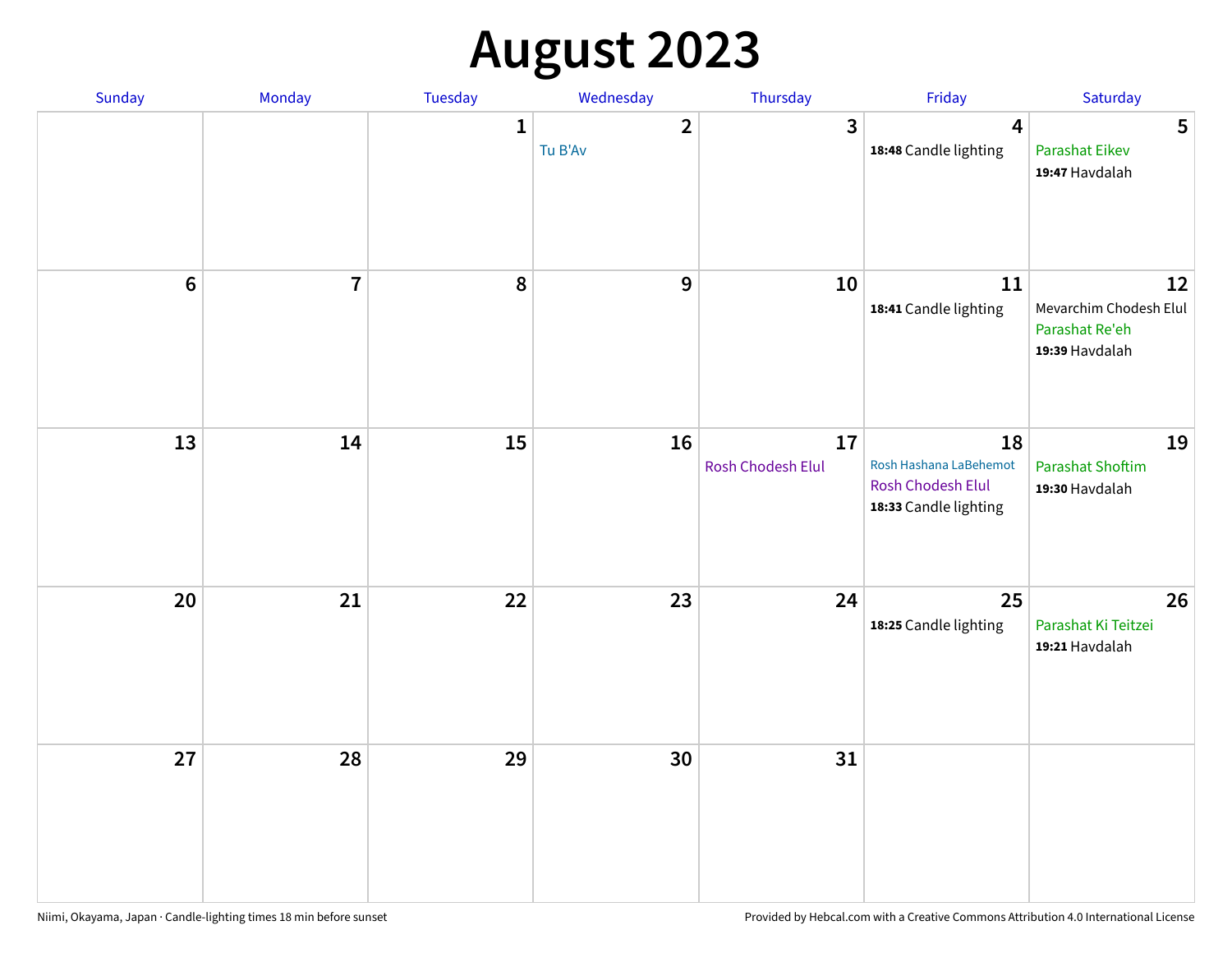# August 2023

| Sunday | Monday | Tuesday | Wednesday | Thursday | Friday | Saturday |
|---|---|---|---|---|---|---|
| | | 1 | 2<br>Tu B'Av | 3 | 4<br>**18:48** Candle lighting | 5<br>Parashat Eikev<br>**19:47** Havdalah |
| 6 | 7 | 8 | 9 | 10 | 11<br>**18:41** Candle lighting | 12<br>Mevarchim Chodesh Elul<br>Parashat Re'eh<br>**19:39** Havdalah |
| 13 | 14 | 15 | 16 | 17<br>Rosh Chodesh Elul | 18<br>Rosh Hashana LaBehemot<br>Rosh Chodesh Elul<br>**18:33** Candle lighting | 19<br>Parashat Shoftim<br>**19:30** Havdalah |
| 20 | 21 | 22 | 23 | 24 | 25<br>**18:25** Candle lighting | 26<br>Parashat Ki Teitzei<br>**19:21** Havdalah |
| 27 | 28 | 29 | 30 | 31 | | |

Niimi, Okayama, Japan · Candle-lighting times 18 min before sunset

Provided by Hebcal.com with a Creative Commons Attribution 4.0 International License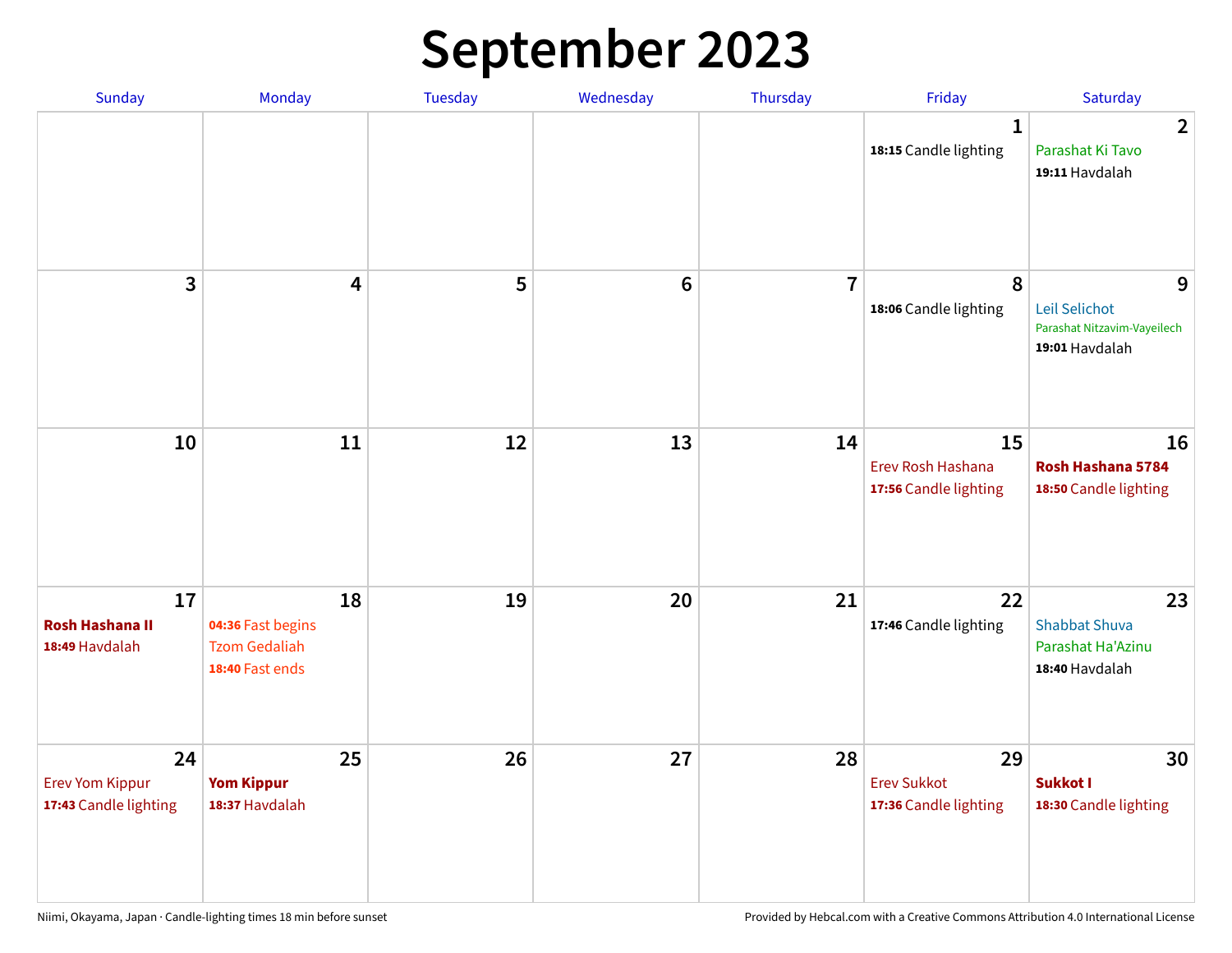# September 2023

| Sunday | Monday | Tuesday | Wednesday | Thursday | Friday | Saturday |
|---|---|---|---|---|---|---|
| | | | | | 1<br>**18:15** Candle lighting | 2<br>Parashat Ki Tavo<br>**19:11** Havdalah |
| 3 | 4 | 5 | 6 | 7 | 8<br>**18:06** Candle lighting | 9<br>Leil Selichot<br>Parashat Nitzavim-Vayeilech<br>**19:01** Havdalah |
| 10 | 11 | 12 | 13 | 14 | 15<br>Erev Rosh Hashana<br>**17:56** Candle lighting | 16<br>**Rosh Hashana 5784**<br>**18:50** Candle lighting |
| 17<br>**Rosh Hashana II**<br>**18:49** Havdalah | 18<br>**04:36** Fast begins<br>Tzom Gedaliah<br>**18:40** Fast ends | 19 | 20 | 21 | 22<br>**17:46** Candle lighting | 23<br>Shabbat Shuva<br>Parashat Ha'Azinu<br>**18:40** Havdalah |
| 24<br>Erev Yom Kippur<br>**17:43** Candle lighting | 25<br>**Yom Kippur**<br>**18:37** Havdalah | 26 | 27 | 28 | 29<br>Erev Sukkot<br>**17:36** Candle lighting | 30<br>**Sukkot I**<br>**18:30** Candle lighting |

Niimi, Okayama, Japan · Candle-lighting times 18 min before sunset

Provided by Hebcal.com with a Creative Commons Attribution 4.0 International License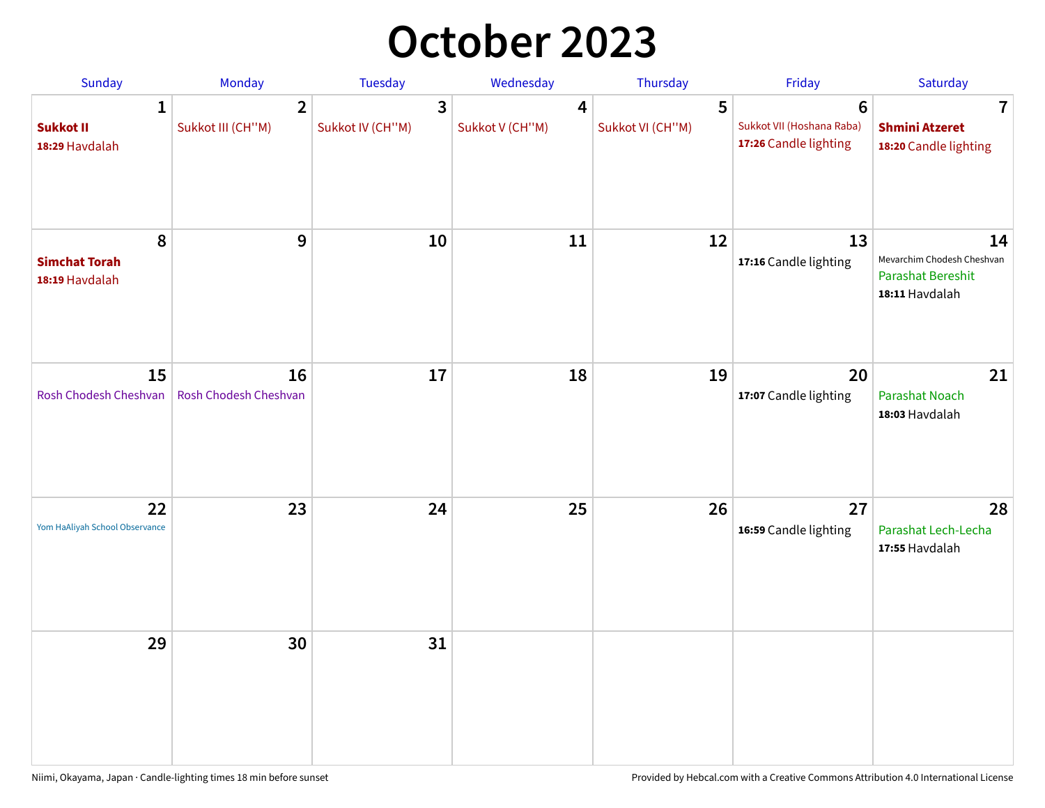# October 2023

| Sunday | Monday | Tuesday | Wednesday | Thursday | Friday | Saturday |
|---|---|---|---|---|---|---|
| 1 **Sukkot II** **18:29** Havdalah | 2 Sukkot III (CH''M) | 3 Sukkot IV (CH''M) | 4 Sukkot V (CH''M) | 5 Sukkot VI (CH''M) | 6 Sukkot VII (Hoshana Raba) **17:26** Candle lighting | 7 **Shmini Atzeret** **18:20** Candle lighting |
| 8 **Simchat Torah** **18:19** Havdalah | 9 | 10 | 11 | 12 | 13 **17:16** Candle lighting | 14 Mevarchim Chodesh Cheshvan Parashat Bereshit **18:11** Havdalah |
| 15 Rosh Chodesh Cheshvan | 16 Rosh Chodesh Cheshvan | 17 | 18 | 19 | 20 **17:07** Candle lighting | 21 Parashat Noach **18:03** Havdalah |
| 22 Yom HaAliyah School Observance | 23 | 24 | 25 | 26 | 27 **16:59** Candle lighting | 28 Parashat Lech-Lecha **17:55** Havdalah |
| 29 | 30 | 31 | | | | |

Niimi, Okayama, Japan · Candle-lighting times 18 min before sunset

Provided by Hebcal.com with a Creative Commons Attribution 4.0 International License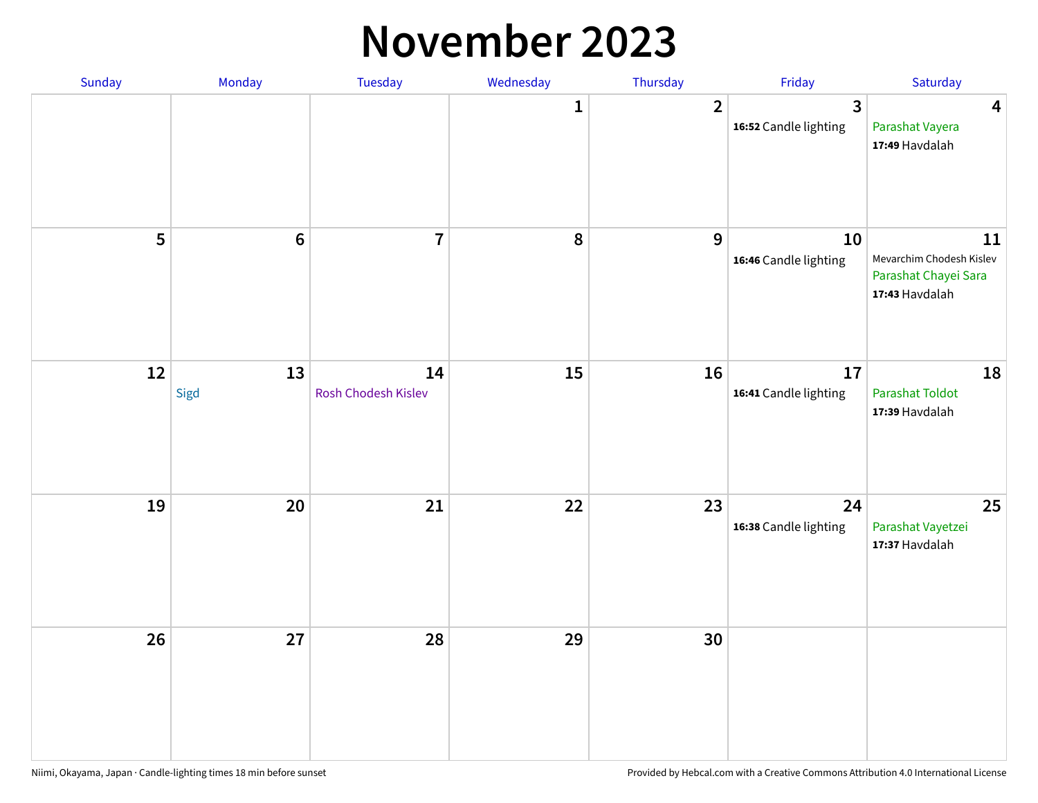# November 2023

| Sunday | Monday | Tuesday | Wednesday | Thursday | Friday | Saturday |
|---|---|---|---|---|---|---|
| | | | 1 | 2 | 3<br>**16:52** Candle lighting | 4<br>Parashat Vayera<br>**17:49** Havdalah |
| 5 | 6 | 7 | 8 | 9 | 10<br>**16:46** Candle lighting | 11<br>Mevarchim Chodesh Kislev<br>Parashat Chayei Sara<br>**17:43** Havdalah |
| 12 | 13<br>Sigd | 14<br>Rosh Chodesh Kislev | 15 | 16 | 17<br>**16:41** Candle lighting | 18<br>Parashat Toldot<br>**17:39** Havdalah |
| 19 | 20 | 21 | 22 | 23 | 24<br>**16:38** Candle lighting | 25<br>Parashat Vayetzei<br>**17:37** Havdalah |
| 26 | 27 | 28 | 29 | 30 | | |

Niimi, Okayama, Japan · Candle-lighting times 18 min before sunset

Provided by Hebcal.com with a Creative Commons Attribution 4.0 International License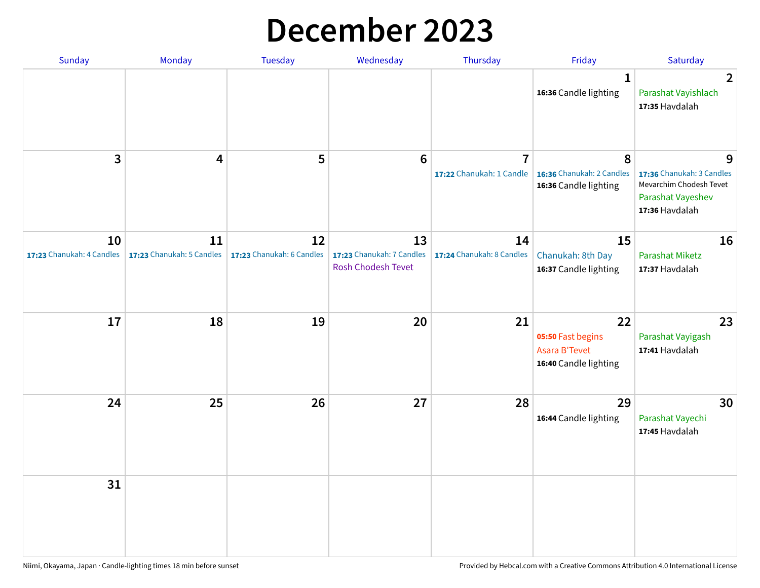# December 2023

| Sunday | Monday | Tuesday | Wednesday | Thursday | Friday | Saturday |
|---|---|---|---|---|---|---|
| | | | | | **1**<br>**16:36** Candle lighting | **2**<br>Parashat Vayishlach<br>**17:35** Havdalah |
| **3** | **4** | **5** | **6** | **7**<br>**17:22** Chanukah: 1 Candle | **8**<br>**16:36** Chanukah: 2 Candles<br>**16:36** Candle lighting | **9**<br>**17:36** Chanukah: 3 Candles<br>Mevarchim Chodesh Tevet<br>Parashat Vayeshev<br>**17:36** Havdalah |
| **10**<br>**17:23** Chanukah: 4 Candles | **11**<br>**17:23** Chanukah: 5 Candles | **12**<br>**17:23** Chanukah: 6 Candles | **13**<br>**17:23** Chanukah: 7 Candles<br>Rosh Chodesh Tevet | **14**<br>**17:24** Chanukah: 8 Candles | **15**<br>Chanukah: 8th Day<br>**16:37** Candle lighting | **16**<br>Parashat Miketz<br>**17:37** Havdalah |
| **17** | **18** | **19** | **20** | **21** | **22**<br>**05:50** Fast begins<br>Asara B'Tevet<br>**16:40** Candle lighting | **23**<br>Parashat Vayigash<br>**17:41** Havdalah |
| **24** | **25** | **26** | **27** | **28** | **29**<br>**16:44** Candle lighting | **30**<br>Parashat Vayechi<br>**17:45** Havdalah |
| **31** | | | | | | |

Niimi, Okayama, Japan · Candle-lighting times 18 min before sunset

Provided by Hebcal.com with a Creative Commons Attribution 4.0 International License